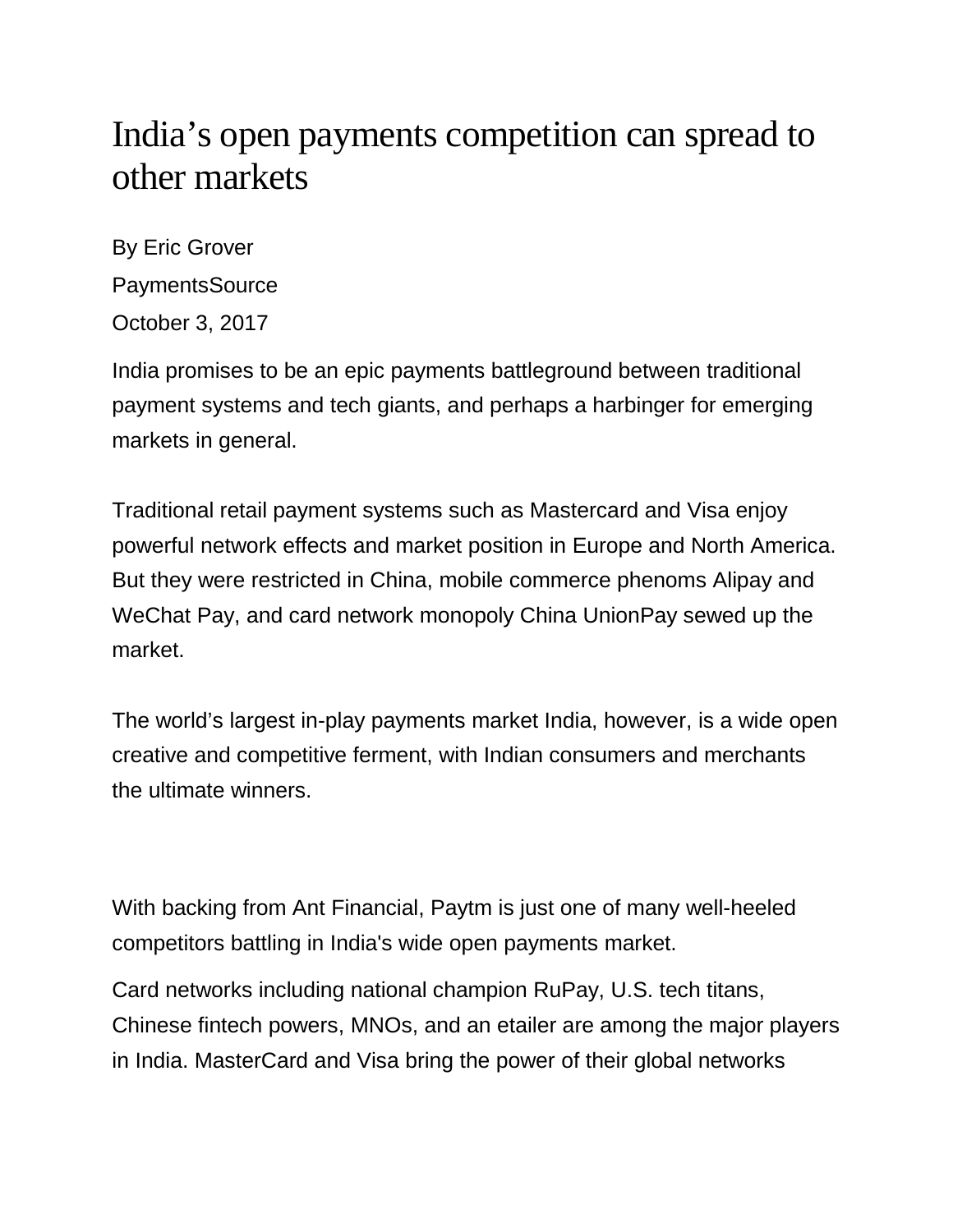# India's open payments competition can spread to other markets

By Eric Grover

PaymentsSource

October 3, 2017

India promises to be an epic payments battleground between traditional payment systems and tech giants, and perhaps a harbinger for emerging markets in general.

Traditional retail payment systems such as Mastercard and Visa enjoy powerful network effects and market position in Europe and North America. But they were restricted in China, mobile commerce phenoms Alipay and WeChat Pay, and card network monopoly China UnionPay sewed up the market.

The world's largest in-play payments market India, however, is a wide open creative and competitive ferment, with Indian consumers and merchants the ultimate winners.

With backing from Ant Financial, Paytm is just one of many well-heeled competitors battling in India's wide open payments market.

Card networks including national champion RuPay, U.S. tech titans, Chinese fintech powers, MNOs, and an etailer are among the major players in India. MasterCard and Visa bring the power of their global networks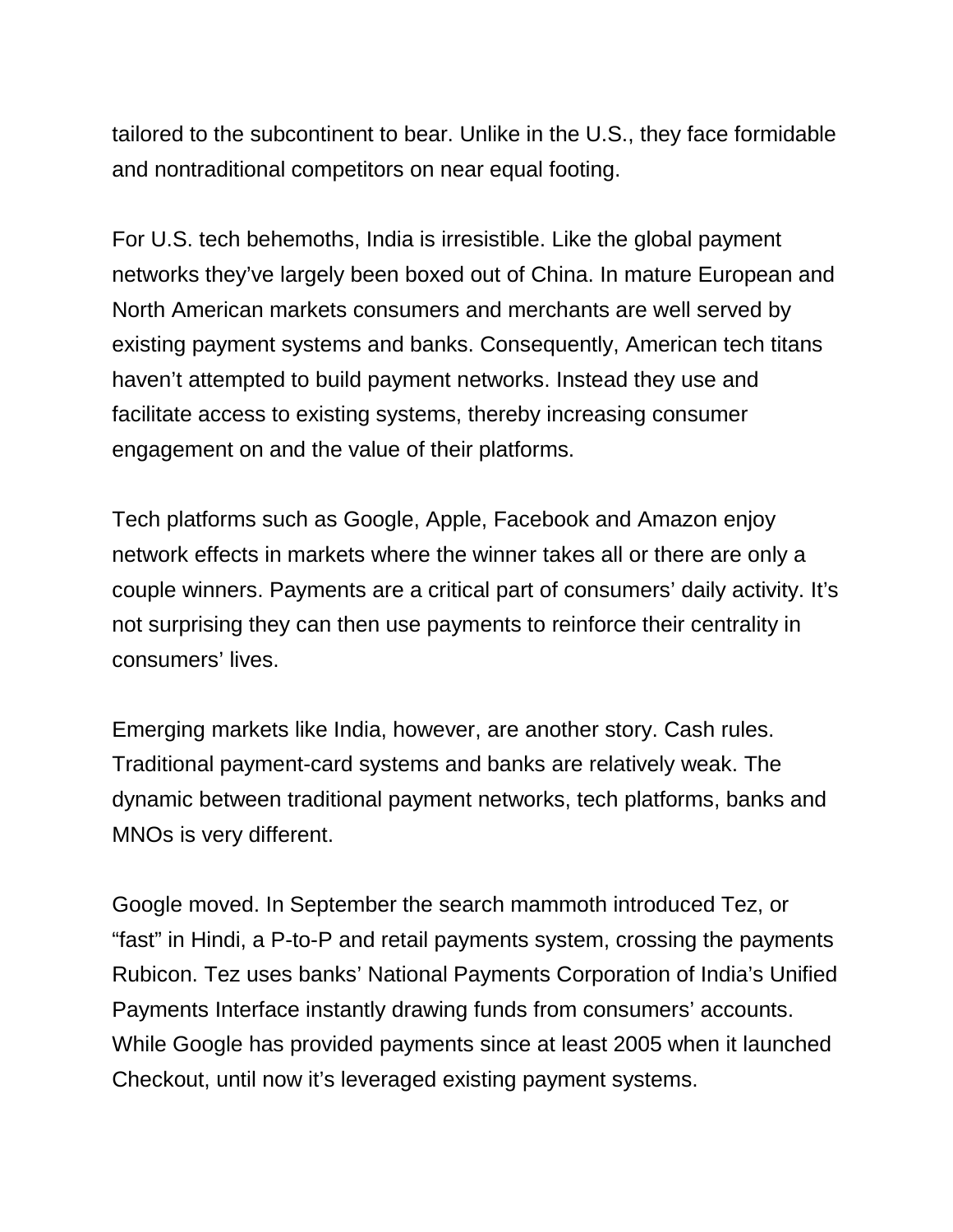tailored to the subcontinent to bear. Unlike in the U.S., they face formidable and nontraditional competitors on near equal footing.

For U.S. tech behemoths, India is irresistible. Like the global payment networks they've largely been boxed out of China. In mature European and North American markets consumers and merchants are well served by existing payment systems and banks. Consequently, American tech titans haven't attempted to build payment networks. Instead they use and facilitate access to existing systems, thereby increasing consumer engagement on and the value of their platforms.

Tech platforms such as Google, Apple, Facebook and Amazon enjoy network effects in markets where the winner takes all or there are only a couple winners. Payments are a critical part of consumers' daily activity. It's not surprising they can then use payments to reinforce their centrality in consumers' lives.

Emerging markets like India, however, are another story. Cash rules. Traditional payment-card systems and banks are relatively weak. The dynamic between traditional payment networks, tech platforms, banks and MNOs is very different.

Google moved. In September the search mammoth introduced Tez, or "fast" in Hindi, a P-to-P and retail payments system, crossing the payments Rubicon. Tez uses banks' National Payments Corporation of India's Unified Payments Interface instantly drawing funds from consumers' accounts. While Google has provided payments since at least 2005 when it launched Checkout, until now it's leveraged existing payment systems.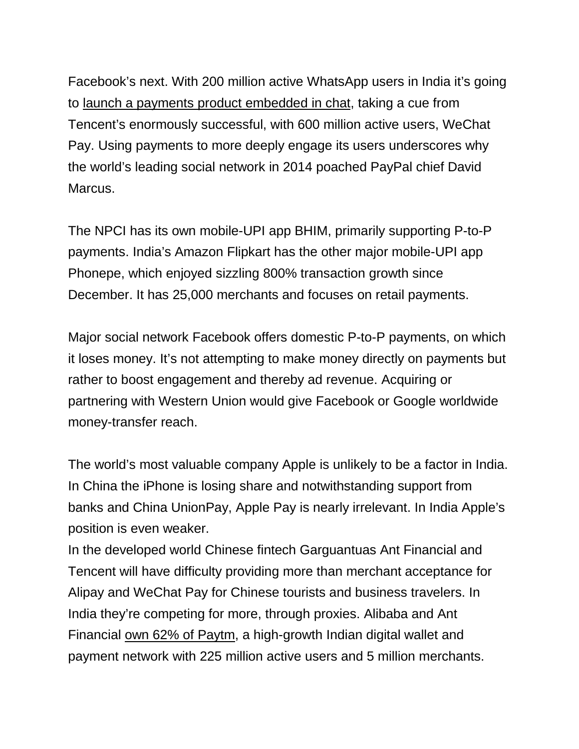Facebook's next. With 200 million active WhatsApp users in India it's going to launch a payments product embedded in chat, taking a cue from Tencent's enormously successful, with 600 million active users, WeChat Pay. Using payments to more deeply engage its users underscores why the world's leading social network in 2014 poached PayPal chief David Marcus.

The NPCI has its own mobile-UPI app BHIM, primarily supporting P-to-P payments. India's Amazon Flipkart has the other major mobile-UPI app Phonepe, which enjoyed sizzling 800% transaction growth since December. It has 25,000 merchants and focuses on retail payments.

Major social network Facebook offers domestic P-to-P payments, on which it loses money. It's not attempting to make money directly on payments but rather to boost engagement and thereby ad revenue. Acquiring or partnering with Western Union would give Facebook or Google worldwide money-transfer reach.

The world's most valuable company Apple is unlikely to be a factor in India. In China the iPhone is losing share and notwithstanding support from banks and China UnionPay, Apple Pay is nearly irrelevant. In India Apple's position is even weaker.

In the developed world Chinese fintech Garguantuas Ant Financial and Tencent will have difficulty providing more than merchant acceptance for Alipay and WeChat Pay for Chinese tourists and business travelers. In India they're competing for more, through proxies. Alibaba and Ant Financial own 62% of Paytm, a high-growth Indian digital wallet and payment network with 225 million active users and 5 million merchants.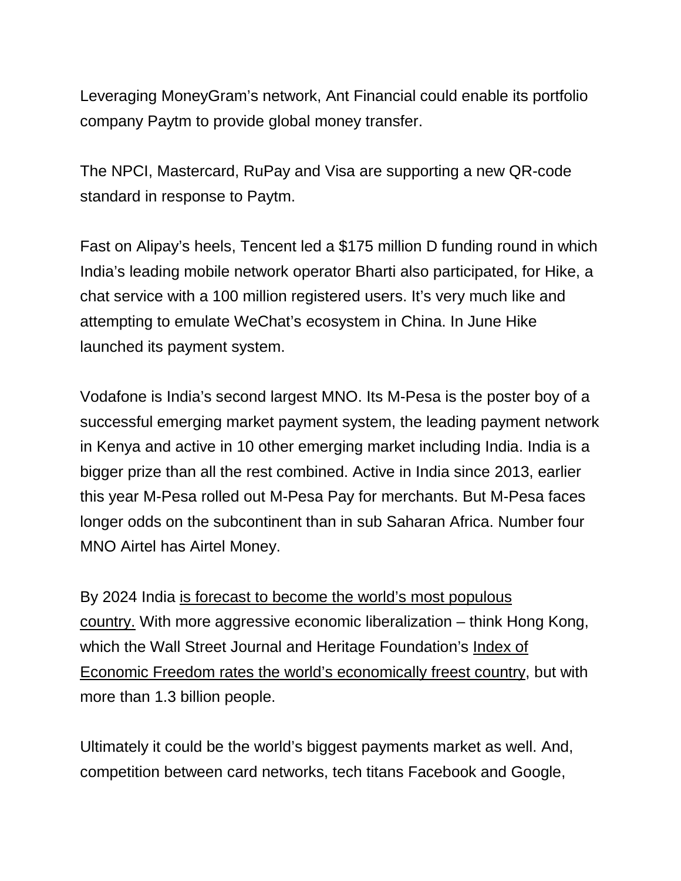Leveraging MoneyGram's network, Ant Financial could enable its portfolio company Paytm to provide global money transfer.

The NPCI, Mastercard, RuPay and Visa are supporting a new QR-code standard in response to Paytm.

Fast on Alipay's heels, Tencent led a $175 million D funding round in which India's leading mobile network operator Bharti also participated, for Hike, a chat service with a 100 million registered users. It's very much like and attempting to emulate WeChat's ecosystem in China. In June Hike launched its payment system.

Vodafone is India's second largest MNO. Its M-Pesa is the poster boy of a successful emerging market payment system, the leading payment network in Kenya and active in 10 other emerging market including India. India is a bigger prize than all the rest combined. Active in India since 2013, earlier this year M-Pesa rolled out M-Pesa Pay for merchants. But M-Pesa faces longer odds on the subcontinent than in sub Saharan Africa. Number four MNO Airtel has Airtel Money.

By 2024 India is forecast to become the world's most populous country. With more aggressive economic liberalization – think Hong Kong, which the Wall Street Journal and Heritage Foundation's Index of Economic Freedom rates the world's economically freest country, but with more than 1.3 billion people.

Ultimately it could be the world's biggest payments market as well. And, competition between card networks, tech titans Facebook and Google,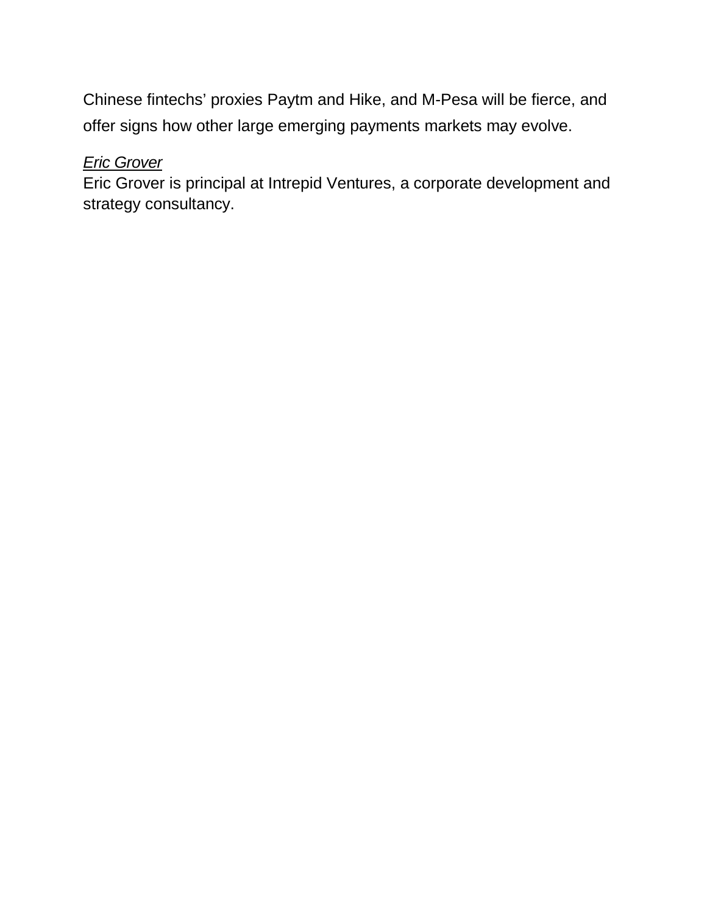Chinese fintechs' proxies Paytm and Hike, and M-Pesa will be fierce, and offer signs how other large emerging payments markets may evolve.

*Eric Grover*

Eric Grover is principal at Intrepid Ventures, a corporate development and strategy consultancy.